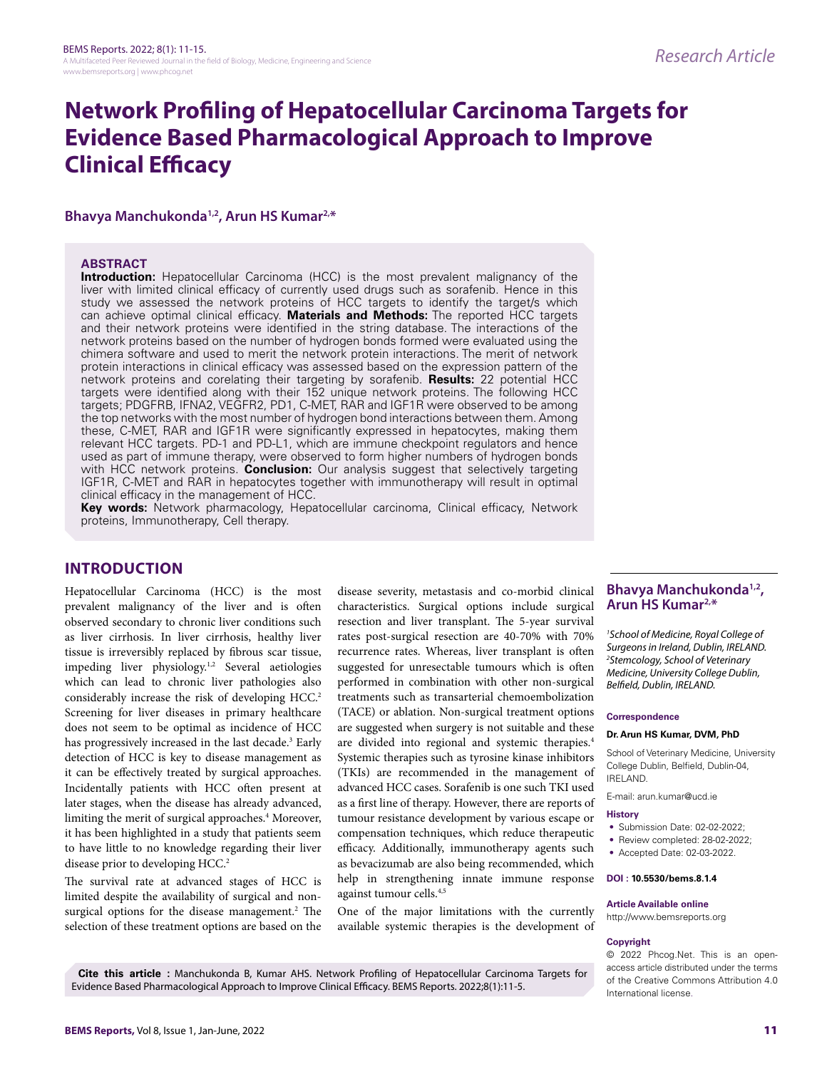Research Article

# Network Profiling of Hepatocellular Carcinoma Targets for Evidence Based Pharmacological Approach to Improve Clinical Efficacy

**Bhavya Manchukonda[1,2], Arun HS Kumar[2,*]**

## ABSTRACT

**Introduction:** Hepatocellular Carcinoma (HCC) is the most prevalent malignancy of the liver with limited clinical efficacy of currently used drugs such as sorafenib. Hence in this study we assessed the network proteins of HCC targets to identify the target/s which can achieve optimal clinical efficacy. **Materials and Methods:** The reported HCC targets and their network proteins were identified in the string database. The interactions of the network proteins based on the number of hydrogen bonds formed were evaluated using the chimera software and used to merit the network protein interactions. The merit of network protein interactions in clinical efficacy was assessed based on the expression pattern of the network proteins and corelating their targeting by sorafenib. **Results:** 22 potential HCC targets were identified along with their 152 unique network proteins. The following HCC targets; PDGFRB, IFNA2, VEGFR2, PD1, C-MET, RAR and IGF1R were observed to be among the top networks with the most number of hydrogen bond interactions between them. Among these, C-MET, RAR and IGF1R were significantly expressed in hepatocytes, making them relevant HCC targets. PD-1 and PD-L1, which are immune checkpoint regulators and hence used as part of immune therapy, were observed to form higher numbers of hydrogen bonds with HCC network proteins. **Conclusion:** Our analysis suggest that selectively targeting IGF1R, C-MET and RAR in hepatocytes together with immunotherapy will result in optimal clinical efficacy in the management of HCC.

**Key words:** Network pharmacology, Hepatocellular carcinoma, Clinical efficacy, Network proteins, Immunotherapy, Cell therapy.

## INTRODUCTION

Hepatocellular Carcinoma (HCC) is the most prevalent malignancy of the liver and is often observed secondary to chronic liver conditions such as liver cirrhosis. In liver cirrhosis, healthy liver tissue is irreversibly replaced by fibrous scar tissue, impeding liver physiology.[1,2] Several aetiologies which can lead to chronic liver pathologies also considerably increase the risk of developing HCC.[2] Screening for liver diseases in primary healthcare does not seem to be optimal as incidence of HCC has progressively increased in the last decade.[3] Early detection of HCC is key to disease management as it can be effectively treated by surgical approaches. Incidentally patients with HCC often present at later stages, when the disease has already advanced, limiting the merit of surgical approaches.[4] Moreover, it has been highlighted in a study that patients seem to have little to no knowledge regarding their liver disease prior to developing HCC.[2]

The survival rate at advanced stages of HCC is limited despite the availability of surgical and non-surgical options for the disease management.[2] The selection of these treatment options are based on the disease severity, metastasis and co-morbid clinical characteristics. Surgical options include surgical resection and liver transplant. The 5-year survival rates post-surgical resection are 40-70% with 70% recurrence rates. Whereas, liver transplant is often suggested for unresectable tumours which is often performed in combination with other non-surgical treatments such as transarterial chemoembolization (TACE) or ablation. Non-surgical treatment options are suggested when surgery is not suitable and these are divided into regional and systemic therapies.[4] Systemic therapies such as tyrosine kinase inhibitors (TKIs) are recommended in the management of advanced HCC cases. Sorafenib is one such TKI used as a first line of therapy. However, there are reports of tumour resistance development by various escape or compensation techniques, which reduce therapeutic efficacy. Additionally, immunotherapy agents such as bevacizumab are also being recommended, which help in strengthening innate immune response against tumour cells.[4,5]

One of the major limitations with the currently available systemic therapies is the development of

**Bhavya Manchukonda[1,2], Arun HS Kumar[2,*]**

*[1]School of Medicine, Royal College of Surgeons in Ireland, Dublin, IRELAND.*
*[2]Stemcology, School of Veterinary Medicine, University College Dublin, Belfield, Dublin, IRELAND.*

**Correspondence**

**Dr. Arun HS Kumar, DVM, PhD**

School of Veterinary Medicine, University College Dublin, Belfield, Dublin-04, IRELAND.

E-mail: arun.kumar@ucd.ie

**History**

- Submission Date: 02-02-2022;
- Review completed: 28-02-2022;
- Accepted Date: 02-03-2022.

**DOI : 10.5530/bems.8.1.4**

**Article Available online**

http://www.bemsreports.org

**Copyright**

© 2022 Phcog.Net. This is an open-access article distributed under the terms of the Creative Commons Attribution 4.0 International license.

**Cite this article :** Manchukonda B, Kumar AHS. Network Profiling of Hepatocellular Carcinoma Targets for Evidence Based Pharmacological Approach to Improve Clinical Efficacy. BEMS Reports. 2022;8(1):11-5.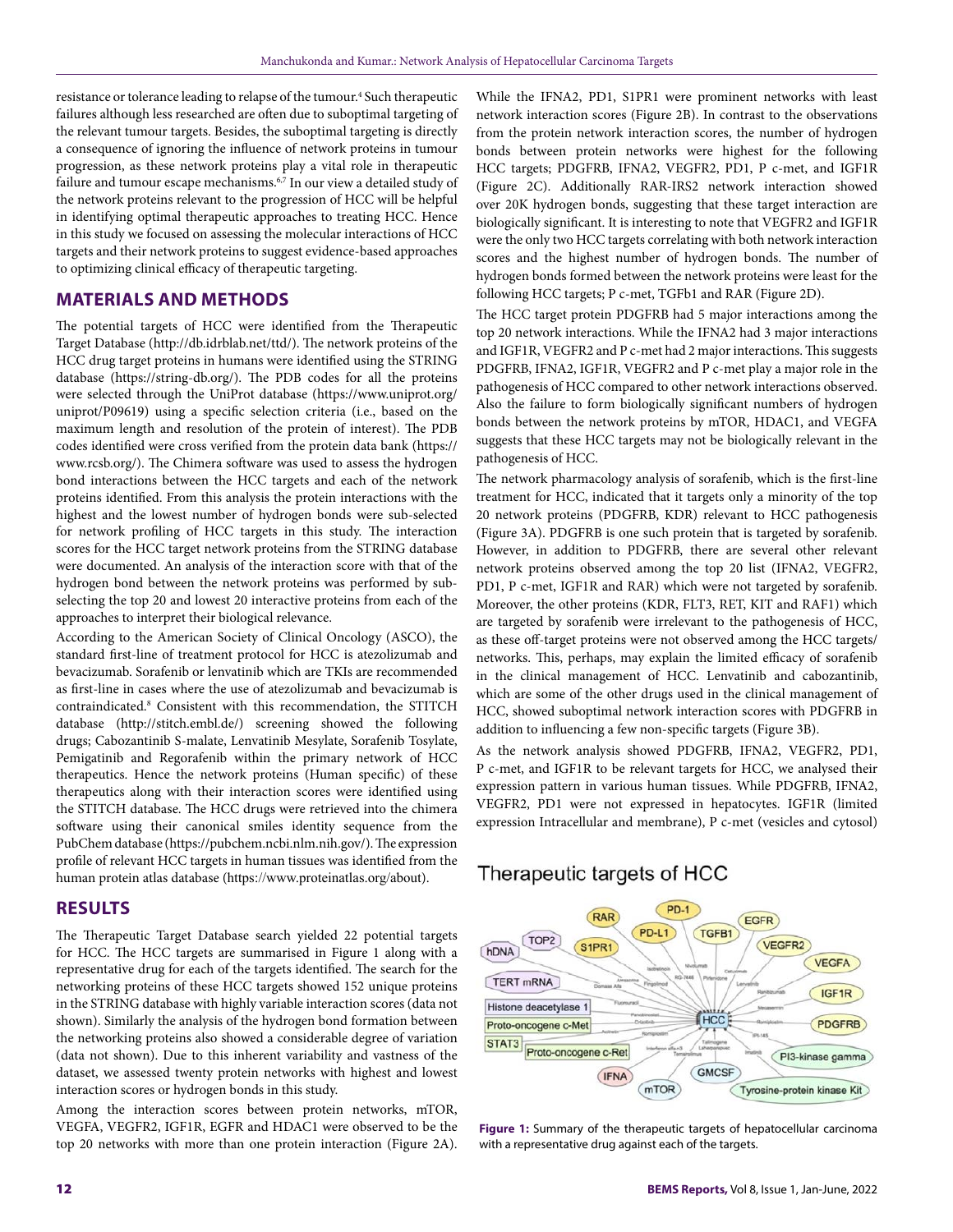resistance or tolerance leading to relapse of the tumour.[4] Such therapeutic failures although less researched are often due to suboptimal targeting of the relevant tumour targets. Besides, the suboptimal targeting is directly a consequence of ignoring the influence of network proteins in tumour progression, as these network proteins play a vital role in therapeutic failure and tumour escape mechanisms.[6,7] In our view a detailed study of the network proteins relevant to the progression of HCC will be helpful in identifying optimal therapeutic approaches to treating HCC. Hence in this study we focused on assessing the molecular interactions of HCC targets and their network proteins to suggest evidence-based approaches to optimizing clinical efficacy of therapeutic targeting.

## MATERIALS AND METHODS

The potential targets of HCC were identified from the Therapeutic Target Database (http://db.idrblab.net/ttd/). The network proteins of the HCC drug target proteins in humans were identified using the STRING database (https://string-db.org/). The PDB codes for all the proteins were selected through the UniProt database (https://www.uniprot.org/uniprot/P09619) using a specific selection criteria (i.e., based on the maximum length and resolution of the protein of interest). The PDB codes identified were cross verified from the protein data bank (https://www.rcsb.org/). The Chimera software was used to assess the hydrogen bond interactions between the HCC targets and each of the network proteins identified. From this analysis the protein interactions with the highest and the lowest number of hydrogen bonds were sub-selected for network profiling of HCC targets in this study. The interaction scores for the HCC target network proteins from the STRING database were documented. An analysis of the interaction score with that of the hydrogen bond between the network proteins was performed by sub-selecting the top 20 and lowest 20 interactive proteins from each of the approaches to interpret their biological relevance.

According to the American Society of Clinical Oncology (ASCO), the standard first-line of treatment protocol for HCC is atezolizumab and bevacizumab. Sorafenib or lenvatinib which are TKIs are recommended as first-line in cases where the use of atezolizumab and bevacizumab is contraindicated.[8] Consistent with this recommendation, the STITCH database (http://stitch.embl.de/) screening showed the following drugs; Cabozantinib S-malate, Lenvatinib Mesylate, Sorafenib Tosylate, Pemigatinib and Regorafenib within the primary network of HCC therapeutics. Hence the network proteins (Human specific) of these therapeutics along with their interaction scores were identified using the STITCH database. The HCC drugs were retrieved into the chimera software using their canonical smiles identity sequence from the PubChem database (https://pubchem.ncbi.nlm.nih.gov/). The expression profile of relevant HCC targets in human tissues was identified from the human protein atlas database (https://www.proteinatlas.org/about).

## RESULTS

The Therapeutic Target Database search yielded 22 potential targets for HCC. The HCC targets are summarised in Figure 1 along with a representative drug for each of the targets identified. The search for the networking proteins of these HCC targets showed 152 unique proteins in the STRING database with highly variable interaction scores (data not shown). Similarly the analysis of the hydrogen bond formation between the networking proteins also showed a considerable degree of variation (data not shown). Due to this inherent variability and vastness of the dataset, we assessed twenty protein networks with highest and lowest interaction scores or hydrogen bonds in this study.

Among the interaction scores between protein networks, mTOR, VEGFA, VEGFR2, IGF1R, EGFR and HDAC1 were observed to be the top 20 networks with more than one protein interaction (Figure 2A). While the IFNA2, PD1, S1PR1 were prominent networks with least network interaction scores (Figure 2B). In contrast to the observations from the protein network interaction scores, the number of hydrogen bonds between protein networks were highest for the following HCC targets; PDGFRB, IFNA2, VEGFR2, PD1, P c-met, and IGF1R (Figure 2C). Additionally RAR-IRS2 network interaction showed over 20K hydrogen bonds, suggesting that these target interaction are biologically significant. It is interesting to note that VEGFR2 and IGF1R were the only two HCC targets correlating with both network interaction scores and the highest number of hydrogen bonds. The number of hydrogen bonds formed between the network proteins were least for the following HCC targets; P c-met, TGFb1 and RAR (Figure 2D).

The HCC target protein PDGFRB had 5 major interactions among the top 20 network interactions. While the IFNA2 had 3 major interactions and IGF1R, VEGFR2 and P c-met had 2 major interactions. This suggests PDGFRB, IFNA2, IGF1R, VEGFR2 and P c-met play a major role in the pathogenesis of HCC compared to other network interactions observed. Also the failure to form biologically significant numbers of hydrogen bonds between the network proteins by mTOR, HDAC1, and VEGFA suggests that these HCC targets may not be biologically relevant in the pathogenesis of HCC.

The network pharmacology analysis of sorafenib, which is the first-line treatment for HCC, indicated that it targets only a minority of the top 20 network proteins (PDGFRB, KDR) relevant to HCC pathogenesis (Figure 3A). PDGFRB is one such protein that is targeted by sorafenib. However, in addition to PDGFRB, there are several other relevant network proteins observed among the top 20 list (IFNA2, VEGFR2, PD1, P c-met, IGF1R and RAR) which were not targeted by sorafenib. Moreover, the other proteins (KDR, FLT3, RET, KIT and RAF1) which are targeted by sorafenib were irrelevant to the pathogenesis of HCC, as these off-target proteins were not observed among the HCC targets/networks. This, perhaps, may explain the limited efficacy of sorafenib in the clinical management of HCC. Lenvatinib and cabozantinib, which are some of the other drugs used in the clinical management of HCC, showed suboptimal network interaction scores with PDGFRB in addition to influencing a few non-specific targets (Figure 3B).

As the network analysis showed PDGFRB, IFNA2, VEGFR2, PD1, P c-met, and IGF1R to be relevant targets for HCC, we analysed their expression pattern in various human tissues. While PDGFRB, IFNA2, VEGFR2, PD1 were not expressed in hepatocytes. IGF1R (limited expression Intracellular and membrane), P c-met (vesicles and cytosol)

Therapeutic targets of HCC

**Figure 1:** Summary of the therapeutic targets of hepatocellular carcinoma with a representative drug against each of the targets.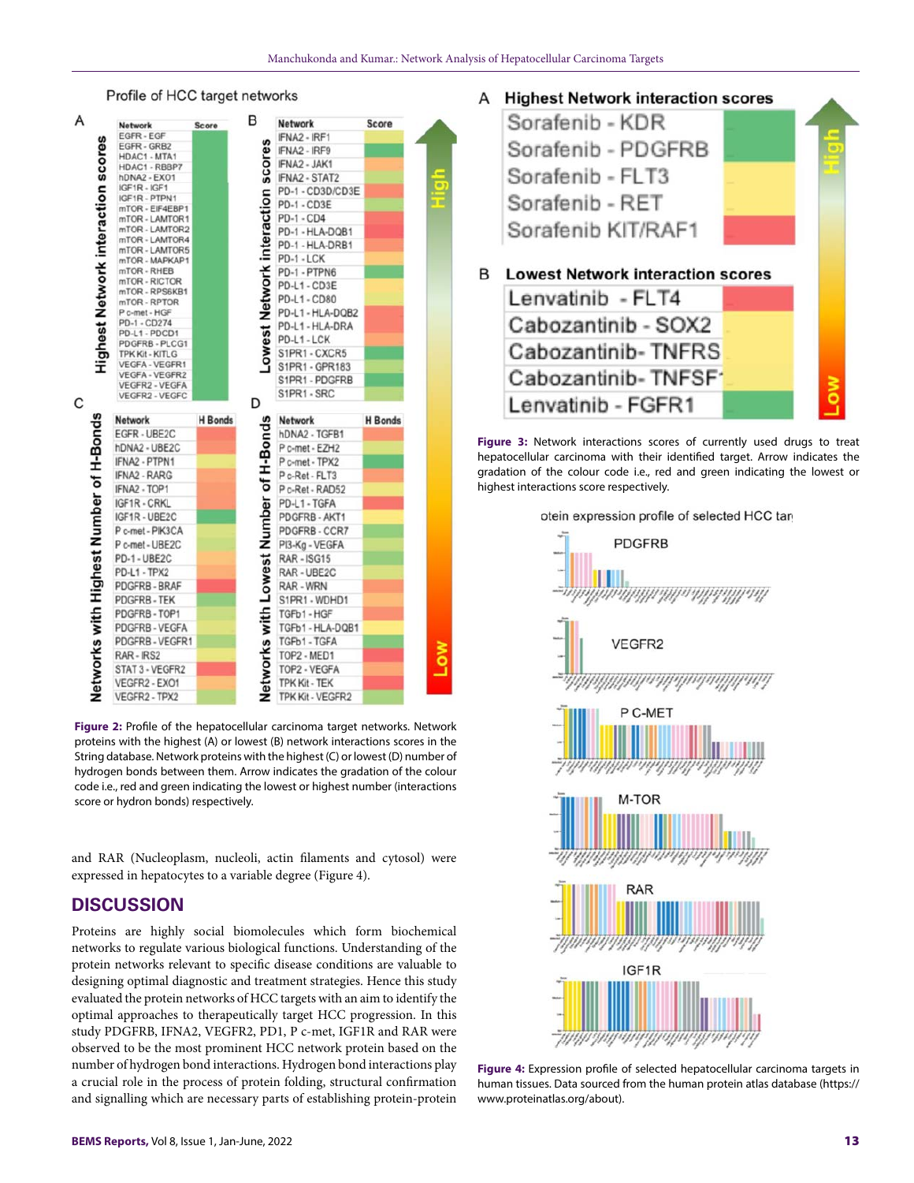Profile of HCC target networks

A

| Network | Score |
|---|---|
| EGFR - EGF | |
| EGFR - GRB2 | |
| HDAC1 - MTA1 | |
| HDAC1 - RBBP7 | |
| hDNA2 - EXO1 | |
| IGF1R - IGF1 | |
| IGF1R - PTPN1 | |
| mTOR - EIF4EBP1 | |
| mTOR - LAMTOR1 | |
| mTOR - LAMTOR2 | |
| mTOR - LAMTOR4 | |
| mTOR - LAMTOR5 | |
| mTOR - MAPKAP1 | |
| mTOR - RHEB | |
| mTOR - RICTOR | |
| mTOR - RPS6KB1 | |
| mTOR - RPTOR | |
| P c-met - HGF | |
| PD-1 - CD274 | |
| PD-L1 - PDCD1 | |
| PDGFRB - PLCG1 | |
| TPK Kit - KITLG | |
| VEGFA - VEGFR1 | |
| VEGFA - VEGFR2 | |
| VEGFR2 - VEGFA | |
| VEGFR2 - VEGFC | |

B

| Network | Score |
|---|---|
| IFNA2 - IRF1 | |
| IFNA2 - IRF9 | |
| IFNA2 - JAK1 | |
| IFNA2 - STAT2 | |
| PD-1 - CD3D/CD3E | |
| PD-1 - CD3E | |
| PD-1 - CD4 | |
| PD-1 - HLA-DQB1 | |
| PD-1 - HLA-DRB1 | |
| PD-1 - LCK | |
| PD-1 - PTPN6 | |
| PD-L1 - CD3E | |
| PD-L1 - CD80 | |
| PD-L1 - HLA-DQB2 | |
| PD-L1 - HLA-DRA | |
| PD-L1 - LCK | |
| S1PR1 - CXCR5 | |
| S1PR1 - GPR183 | |
| S1PR1 - PDGFRB | |
| S1PR1 - SRC | |

C

| Network | H Bonds |
|---|---|
| EGFR - UBE2C | |
| hDNA2 - UBE2C | |
| IFNA2 - PTPN1 | |
| IFNA2 - RARG | |
| IFNA2 - TOP1 | |
| IGF1R - CRKL | |
| IGF1R - UBE2C | |
| P c-met - PIK3CA | |
| P c-met - UBE2C | |
| PD-1 - UBE2C | |
| PD-L1 - TPX2 | |
| PDGFRB - BRAF | |
| PDGFRB - TEK | |
| PDGFRB - TOP1 | |
| PDGFRB - VEGFA | |
| PDGFRB - VEGFR1 | |
| RAR - IRS2 | |
| STAT 3 - VEGFR2 | |
| VEGFR2 - EXO1 | |
| VEGFR2 - TPX2 | |

D

| Network | H Bonds |
|---|---|
| hDNA2 - TGFB1 | |
| P c-met - EZH2 | |
| P c-met - TPX2 | |
| P c-Ret - FLT3 | |
| P c-Ret - RAD52 | |
| PD-L1 - TGFA | |
| PDGFRB - AKT1 | |
| PDGFRB - CCR7 | |
| PI3-Kg - VEGFA | |
| RAR - ISG15 | |
| RAR - UBE2C | |
| RAR - WRN | |
| S1PR1 - WDHD1 | |
| TGFb1 - HGF | |
| TGFb1 - HLA-DQB1 | |
| TGFb1 - TGFA | |
| TOP2 - MED1 | |
| TOP2 - VEGFA | |
| TPK Kit - TEK | |
| TPK Kit - VEGFR2 | |

**Figure 2:** Profile of the hepatocellular carcinoma target networks. Network proteins with the highest (A) or lowest (B) network interactions scores in the String database. Network proteins with the highest (C) or lowest (D) number of hydrogen bonds between them. Arrow indicates the gradation of the colour code i.e., red and green indicating the lowest or highest number (interactions score or hydron bonds) respectively.

A Highest Network interaction scores

| Network | Score |
|---|---|
| Sorafenib - KDR | |
| Sorafenib - PDGFRB | |
| Sorafenib - FLT3 | |
| Sorafenib - RET | |
| Sorafenib KIT/RAF1 | |

B Lowest Network interaction scores

| Network | Score |
|---|---|
| Lenvatinib - FLT4 | |
| Cabozantinib - SOX2 | |
| Cabozantinib- TNFRS | |
| Cabozantinib- TNFSF | |
| Lenvatinib - FGFR1 | |

**Figure 3:** Network interactions scores of currently used drugs to treat hepatocellular carcinoma with their identified target. Arrow indicates the gradation of the colour code i.e., red and green indicating the lowest or highest interactions score respectively.

otein expression profile of selected HCC tar

PDGFRB

VEGFR2

P C-MET

M-TOR

RAR

IGF1R

**Figure 4:** Expression profile of selected hepatocellular carcinoma targets in human tissues. Data sourced from the human protein atlas database (https://www.proteinatlas.org/about).

and RAR (Nucleoplasm, nucleoli, actin filaments and cytosol) were expressed in hepatocytes to a variable degree (Figure 4).

## DISCUSSION

Proteins are highly social biomolecules which form biochemical networks to regulate various biological functions. Understanding of the protein networks relevant to specific disease conditions are valuable to designing optimal diagnostic and treatment strategies. Hence this study evaluated the protein networks of HCC targets with an aim to identify the optimal approaches to therapeutically target HCC progression. In this study PDGFRB, IFNA2, VEGFR2, PD1, P c-met, IGF1R and RAR were observed to be the most prominent HCC network protein based on the number of hydrogen bond interactions. Hydrogen bond interactions play a crucial role in the process of protein folding, structural confirmation and signalling which are necessary parts of establishing protein-protein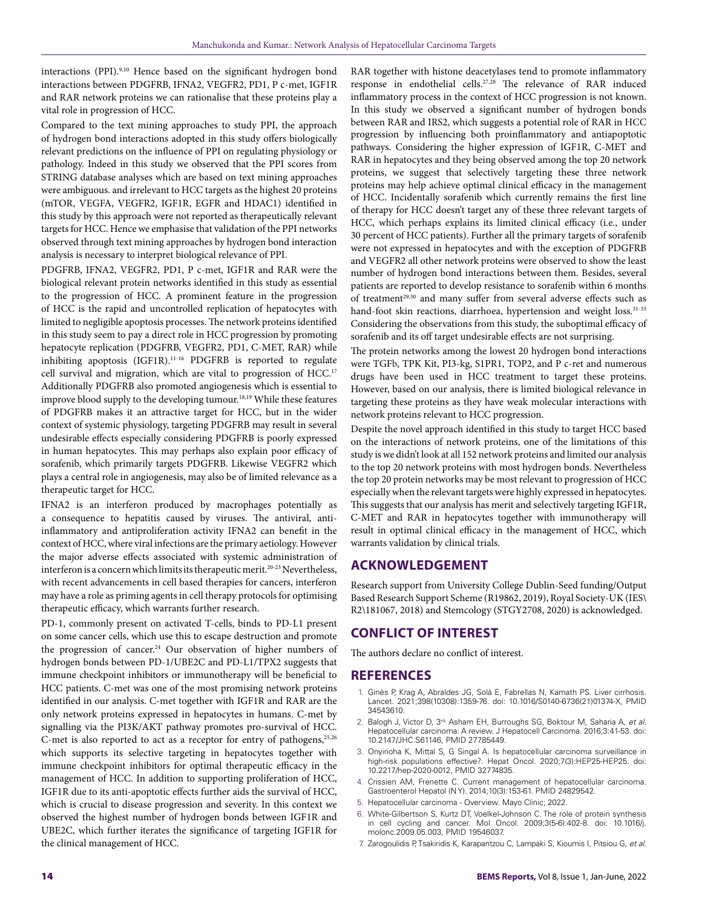interactions (PPI).[9,10] Hence based on the significant hydrogen bond interactions between PDGFRB, IFNA2, VEGFR2, PD1, P c-met, IGF1R and RAR network proteins we can rationalise that these proteins play a vital role in progression of HCC.

Compared to the text mining approaches to study PPI, the approach of hydrogen bond interactions adopted in this study offers biologically relevant predictions on the influence of PPI on regulating physiology or pathology. Indeed in this study we observed that the PPI scores from STRING database analyses which are based on text mining approaches were ambiguous. and irrelevant to HCC targets as the highest 20 proteins (mTOR, VEGFA, VEGFR2, IGF1R, EGFR and HDAC1) identified in this study by this approach were not reported as therapeutically relevant targets for HCC. Hence we emphasise that validation of the PPI networks observed through text mining approaches by hydrogen bond interaction analysis is necessary to interpret biological relevance of PPI.

PDGFRB, IFNA2, VEGFR2, PD1, P c-met, IGF1R and RAR were the biological relevant protein networks identified in this study as essential to the progression of HCC. A prominent feature in the progression of HCC is the rapid and uncontrolled replication of hepatocytes with limited to negligible apoptosis processes. The network proteins identified in this study seem to pay a direct role in HCC progression by promoting hepatocyte replication (PDGFRB, VEGFR2, PD1, C-MET, RAR) while inhibiting apoptosis (IGF1R).[11-16] PDGFRB is reported to regulate cell survival and migration, which are vital to progression of HCC.[17] Additionally PDGFRB also promoted angiogenesis which is essential to improve blood supply to the developing tumour.[18,19] While these features of PDGFRB makes it an attractive target for HCC, but in the wider context of systemic physiology, targeting PDGFRB may result in several undesirable effects especially considering PDGFRB is poorly expressed in human hepatocytes. This may perhaps also explain poor efficacy of sorafenib, which primarily targets PDGFRB. Likewise VEGFR2 which plays a central role in angiogenesis, may also be of limited relevance as a therapeutic target for HCC.

IFNA2 is an interferon produced by macrophages potentially as a consequence to hepatitis caused by viruses. The antiviral, anti-inflammatory and antiproliferation activity IFNA2 can benefit in the context of HCC, where viral infections are the primary aetiology. However the major adverse effects associated with systemic administration of interferon is a concern which limits its therapeutic merit.[20-23] Nevertheless, with recent advancements in cell based therapies for cancers, interferon may have a role as priming agents in cell therapy protocols for optimising therapeutic efficacy, which warrants further research.

PD-1, commonly present on activated T-cells, binds to PD-L1 present on some cancer cells, which use this to escape destruction and promote the progression of cancer.[24] Our observation of higher numbers of hydrogen bonds between PD-1/UBE2C and PD-L1/TPX2 suggests that immune checkpoint inhibitors or immunotherapy will be beneficial to HCC patients. C-met was one of the most promising network proteins identified in our analysis. C-met together with IGF1R and RAR are the only network proteins expressed in hepatocytes in humans. C-met by signalling via the PI3K/AKT pathway promotes pro-survival of HCC. C-met is also reported to act as a receptor for entry of pathogens,[25,26] which supports its selective targeting in hepatocytes together with immune checkpoint inhibitors for optimal therapeutic efficacy in the management of HCC. In addition to supporting proliferation of HCC, IGF1R due to its anti-apoptotic effects further aids the survival of HCC, which is crucial to disease progression and severity. In this context we observed the highest number of hydrogen bonds between IGF1R and UBE2C, which further iterates the significance of targeting IGF1R for the clinical management of HCC.

RAR together with histone deacetylases tend to promote inflammatory response in endothelial cells.[27,28] The relevance of RAR induced inflammatory process in the context of HCC progression is not known. In this study we observed a significant number of hydrogen bonds between RAR and IRS2, which suggests a potential role of RAR in HCC progression by influencing both proinflammatory and antiapoptotic pathways. Considering the higher expression of IGF1R, C-MET and RAR in hepatocytes and they being observed among the top 20 network proteins, we suggest that selectively targeting these three network proteins may help achieve optimal clinical efficacy in the management of HCC. Incidentally sorafenib which currently remains the first line of therapy for HCC doesn't target any of these three relevant targets of HCC, which perhaps explains its limited clinical efficacy (i.e., under 30 percent of HCC patients). Further all the primary targets of sorafenib were not expressed in hepatocytes and with the exception of PDGFRB and VEGFR2 all other network proteins were observed to show the least number of hydrogen bond interactions between them. Besides, several patients are reported to develop resistance to sorafenib within 6 months of treatment[29,30] and many suffer from several adverse effects such as hand-foot skin reactions, diarrhoea, hypertension and weight loss.[31-33] Considering the observations from this study, the suboptimal efficacy of sorafenib and its off target undesirable effects are not surprising.

The protein networks among the lowest 20 hydrogen bond interactions were TGFb, TPK Kit, PI3-kg, S1PR1, TOP2, and P c-ret and numerous drugs have been used in HCC treatment to target these proteins. However, based on our analysis, there is limited biological relevance in targeting these proteins as they have weak molecular interactions with network proteins relevant to HCC progression.

Despite the novel approach identified in this study to target HCC based on the interactions of network proteins, one of the limitations of this study is we didn't look at all 152 network proteins and limited our analysis to the top 20 network proteins with most hydrogen bonds. Nevertheless the top 20 protein networks may be most relevant to progression of HCC especially when the relevant targets were highly expressed in hepatocytes. This suggests that our analysis has merit and selectively targeting IGF1R, C-MET and RAR in hepatocytes together with immunotherapy will result in optimal clinical efficacy in the management of HCC, which warrants validation by clinical trials.

## ACKNOWLEDGEMENT

Research support from University College Dublin-Seed funding/Output Based Research Support Scheme (R19862, 2019), Royal Society-UK (IES\R2\181067, 2018) and Stemcology (STGY2708, 2020) is acknowledged.

## CONFLICT OF INTEREST

The authors declare no conflict of interest.

## REFERENCES

1. Ginès P, Krag A, Abraldes JG, Solà E, Fabrellas N, Kamath PS. Liver cirrhosis. Lancet. 2021;398(10308):1359-76. doi: 10.1016/S0140-6736(21)01374-X, PMID 34543610.
2. Balogh J, Victor D, 3rd, Asham EH, Burroughs SG, Boktour M, Saharia A, *et al.* Hepatocellular carcinoma: A review. J Hepatocell Carcinoma. 2016;3:41-53. doi: 10.2147/JHC.S61146, PMID 27785449.
3. Onyirioha K, Mittal S, G Singal A. Is hepatocellular carcinoma surveillance in high-risk populations effective?. Hepat Oncol. 2020;7(3):HEP25-HEP25. doi: 10.2217/hep-2020-0012, PMID 32774835.
4. Crissien AM, Frenette C. Current management of hepatocellular carcinoma. Gastroenterol Hepatol (N Y). 2014;10(3):153-61. PMID 24829542.
5. Hepatocellular carcinoma - Overview. Mayo Clinic; 2022.
6. White-Gilbertson S, Kurtz DT, Voelkel-Johnson C. The role of protein synthesis in cell cycling and cancer. Mol Oncol. 2009;3(5-6):402-8. doi: 10.1016/j.molonc.2009.05.003, PMID 19546037.
7. Zarogoulidis P, Tsakiridis K, Karapantzou C, Lampaki S, Kioumis I, Pitsiou G, *et al.*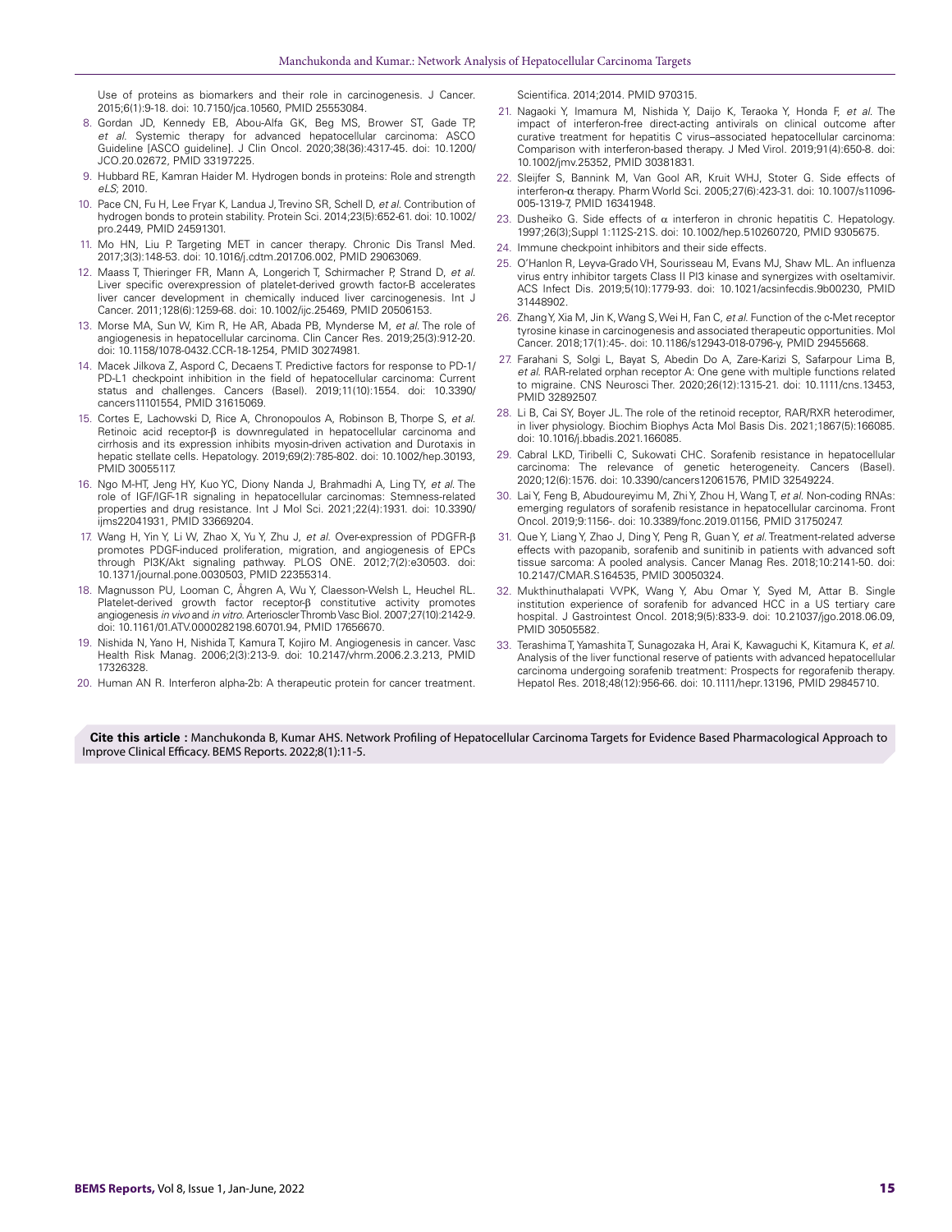Use of proteins as biomarkers and their role in carcinogenesis. J Cancer. 2015;6(1):9-18. doi: 10.7150/jca.10560, PMID 25553084.

8. Gordan JD, Kennedy EB, Abou-Alfa GK, Beg MS, Brower ST, Gade TP, *et al.* Systemic therapy for advanced hepatocellular carcinoma: ASCO Guideline [ASCO guideline]. J Clin Oncol. 2020;38(36):4317-45. doi: 10.1200/JCO.20.02672, PMID 33197225.
9. Hubbard RE, Kamran Haider M. Hydrogen bonds in proteins: Role and strength *eLS*; 2010.
10. Pace CN, Fu H, Lee Fryar K, Landua J, Trevino SR, Schell D, *et al.* Contribution of hydrogen bonds to protein stability. Protein Sci. 2014;23(5):652-61. doi: 10.1002/pro.2449, PMID 24591301.
11. Mo HN, Liu P. Targeting MET in cancer therapy. Chronic Dis Transl Med. 2017;3(3):148-53. doi: 10.1016/j.cdtm.2017.06.002, PMID 29063069.
12. Maass T, Thieringer FR, Mann A, Longerich T, Schirmacher P, Strand D, *et al.* Liver specific overexpression of platelet-derived growth factor-B accelerates liver cancer development in chemically induced liver carcinogenesis. Int J Cancer. 2011;128(6):1259-68. doi: 10.1002/ijc.25469, PMID 20506153.
13. Morse MA, Sun W, Kim R, He AR, Abada PB, Mynderse M, *et al.* The role of angiogenesis in hepatocellular carcinoma. Clin Cancer Res. 2019;25(3):912-20. doi: 10.1158/1078-0432.CCR-18-1254, PMID 30274981.
14. Macek Jilkova Z, Aspord C, Decaens T. Predictive factors for response to PD-1/PD-L1 checkpoint inhibition in the field of hepatocellular carcinoma: Current status and challenges. Cancers (Basel). 2019;11(10):1554. doi: 10.3390/cancers11101554, PMID 31615069.
15. Cortes E, Lachowski D, Rice A, Chronopoulos A, Robinson B, Thorpe S, *et al.* Retinoic acid receptor-β is downregulated in hepatocellular carcinoma and cirrhosis and its expression inhibits myosin-driven activation and Durotaxis in hepatic stellate cells. Hepatology. 2019;69(2):785-802. doi: 10.1002/hep.30193, PMID 30055117.
16. Ngo M-HT, Jeng HY, Kuo YC, Diony Nanda J, Brahmadhi A, Ling TY, *et al.* The role of IGF/IGF-1R signaling in hepatocellular carcinomas: Stemness-related properties and drug resistance. Int J Mol Sci. 2021;22(4):1931. doi: 10.3390/ijms22041931, PMID 33669204.
17. Wang H, Yin Y, Li W, Zhao X, Yu Y, Zhu J, *et al.* Over-expression of PDGFR-β promotes PDGF-induced proliferation, migration, and angiogenesis of EPCs through PI3K/Akt signaling pathway. PLOS ONE. 2012;7(2):e30503. doi: 10.1371/journal.pone.0030503, PMID 22355314.
18. Magnusson PU, Looman C, Åhgren A, Wu Y, Claesson-Welsh L, Heuchel RL. Platelet-derived growth factor receptor-β constitutive activity promotes angiogenesis *in vivo* and *in vitro*. Arterioscler Thromb Vasc Biol. 2007;27(10):2142-9. doi: 10.1161/01.ATV.0000282198.60701.94, PMID 17656670.
19. Nishida N, Yano H, Nishida T, Kamura T, Kojiro M. Angiogenesis in cancer. Vasc Health Risk Manag. 2006;2(3):213-9. doi: 10.2147/vhrm.2006.2.3.213, PMID 17326328.
20. Human AN R. Interferon alpha-2b: A therapeutic protein for cancer treatment. Scientifica. 2014;2014. PMID 970315.
21. Nagaoki Y, Imamura M, Nishida Y, Daijo K, Teraoka Y, Honda F, *et al.* The impact of interferon-free direct-acting antivirals on clinical outcome after curative treatment for hepatitis C virus–associated hepatocellular carcinoma: Comparison with interferon-based therapy. J Med Virol. 2019;91(4):650-8. doi: 10.1002/jmv.25352, PMID 30381831.
22. Sleijfer S, Bannink M, Van Gool AR, Kruit WHJ, Stoter G. Side effects of interferon-α therapy. Pharm World Sci. 2005;27(6):423-31. doi: 10.1007/s11096-005-1319-7, PMID 16341948.
23. Dusheiko G. Side effects of α interferon in chronic hepatitis C. Hepatology. 1997;26(3);Suppl 1:112S-21S. doi: 10.1002/hep.510260720, PMID 9305675.
24. Immune checkpoint inhibitors and their side effects.
25. O'Hanlon R, Leyva-Grado VH, Sourisseau M, Evans MJ, Shaw ML. An influenza virus entry inhibitor targets Class II PI3 kinase and synergizes with oseltamivir. ACS Infect Dis. 2019;5(10):1779-93. doi: 10.1021/acsinfecdis.9b00230, PMID 31448902.
26. Zhang Y, Xia M, Jin K, Wang S, Wei H, Fan C, *et al.* Function of the c-Met receptor tyrosine kinase in carcinogenesis and associated therapeutic opportunities. Mol Cancer. 2018;17(1):45-. doi: 10.1186/s12943-018-0796-y, PMID 29455668.
27. Farahani S, Solgi L, Bayat S, Abedin Do A, Zare-Karizi S, Safarpour Lima B, *et al.* RAR-related orphan receptor A: One gene with multiple functions related to migraine. CNS Neurosci Ther. 2020;26(12):1315-21. doi: 10.1111/cns.13453, PMID 32892507.
28. Li B, Cai SY, Boyer JL. The role of the retinoid receptor, RAR/RXR heterodimer, in liver physiology. Biochim Biophys Acta Mol Basis Dis. 2021;1867(5):166085. doi: 10.1016/j.bbadis.2021.166085.
29. Cabral LKD, Tiribelli C, Sukowati CHC. Sorafenib resistance in hepatocellular carcinoma: The relevance of genetic heterogeneity. Cancers (Basel). 2020;12(6):1576. doi: 10.3390/cancers12061576, PMID 32549224.
30. Lai Y, Feng B, Abudoureyimu M, Zhi Y, Zhou H, Wang T, *et al.* Non-coding RNAs: emerging regulators of sorafenib resistance in hepatocellular carcinoma. Front Oncol. 2019;9:1156-. doi: 10.3389/fonc.2019.01156, PMID 31750247.
31. Que Y, Liang Y, Zhao J, Ding Y, Peng R, Guan Y, *et al.* Treatment-related adverse effects with pazopanib, sorafenib and sunitinib in patients with advanced soft tissue sarcoma: A pooled analysis. Cancer Manag Res. 2018;10:2141-50. doi: 10.2147/CMAR.S164535, PMID 30050324.
32. Mukthinuthalapati VVPK, Wang Y, Abu Omar Y, Syed M, Attar B. Single institution experience of sorafenib for advanced HCC in a US tertiary care hospital. J Gastrointest Oncol. 2018;9(5):833-9. doi: 10.21037/jgo.2018.06.09, PMID 30505582.
33. Terashima T, Yamashita T, Sunagozaka H, Arai K, Kawaguchi K, Kitamura K, *et al.* Analysis of the liver functional reserve of patients with advanced hepatocellular carcinoma undergoing sorafenib treatment: Prospects for regorafenib therapy. Hepatol Res. 2018;48(12):956-66. doi: 10.1111/hepr.13196, PMID 29845710.

**Cite this article :** Manchukonda B, Kumar AHS. Network Profiling of Hepatocellular Carcinoma Targets for Evidence Based Pharmacological Approach to Improve Clinical Efficacy. BEMS Reports. 2022;8(1):11-5.